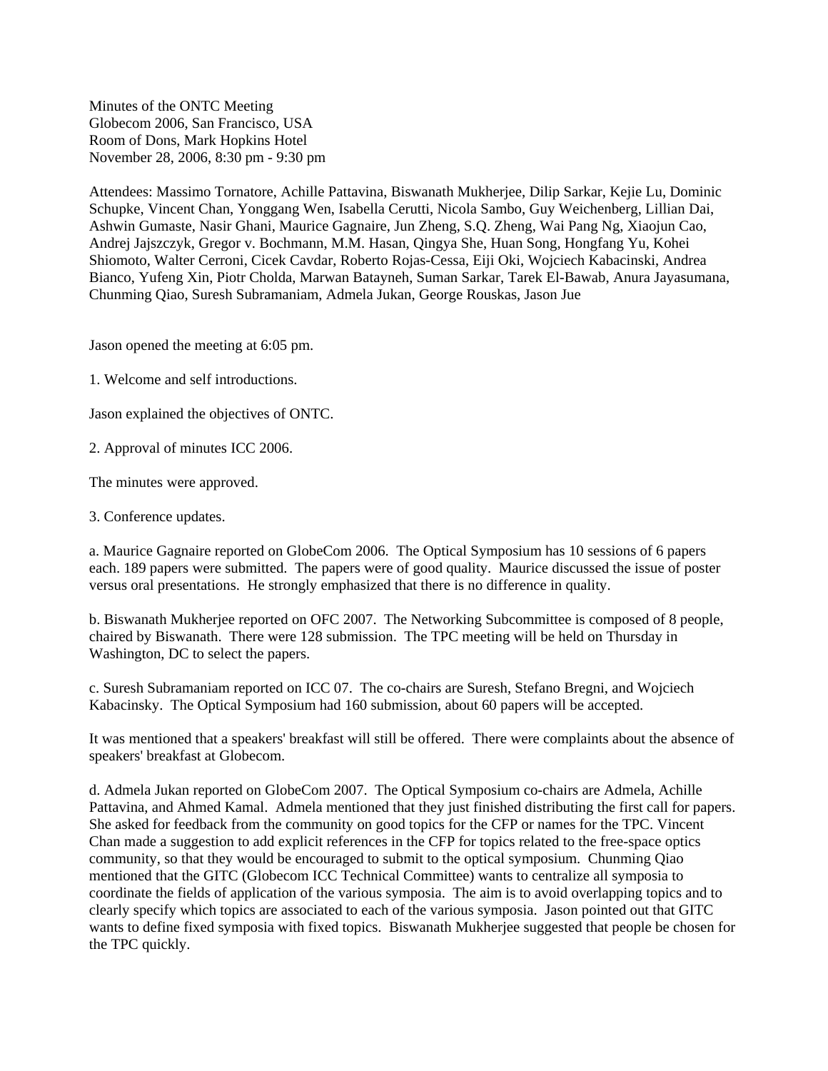Minutes of the ONTC Meeting
Globecom 2006, San Francisco, USA
Room of Dons, Mark Hopkins Hotel
November 28, 2006, 8:30 pm - 9:30 pm

Attendees: Massimo Tornatore, Achille Pattavina, Biswanath Mukherjee, Dilip Sarkar, Kejie Lu, Dominic Schupke, Vincent Chan, Yonggang Wen, Isabella Cerutti, Nicola Sambo, Guy Weichenberg, Lillian Dai, Ashwin Gumaste, Nasir Ghani, Maurice Gagnaire, Jun Zheng, S.Q. Zheng, Wai Pang Ng, Xiaojun Cao, Andrej Jajszczyk, Gregor v. Bochmann, M.M. Hasan, Qingya She, Huan Song, Hongfang Yu, Kohei Shiomoto, Walter Cerroni, Cicek Cavdar, Roberto Rojas-Cessa, Eiji Oki, Wojciech Kabacinski, Andrea Bianco, Yufeng Xin, Piotr Cholda, Marwan Batayneh, Suman Sarkar, Tarek El-Bawab, Anura Jayasumana, Chunming Qiao, Suresh Subramaniam, Admela Jukan, George Rouskas, Jason Jue

Jason opened the meeting at 6:05 pm.

1. Welcome and self introductions.

Jason explained the objectives of ONTC.

2. Approval of minutes ICC 2006.

The minutes were approved.

3. Conference updates.

a. Maurice Gagnaire reported on GlobeCom 2006. The Optical Symposium has 10 sessions of 6 papers each. 189 papers were submitted. The papers were of good quality. Maurice discussed the issue of poster versus oral presentations. He strongly emphasized that there is no difference in quality.

b. Biswanath Mukherjee reported on OFC 2007. The Networking Subcommittee is composed of 8 people, chaired by Biswanath. There were 128 submission. The TPC meeting will be held on Thursday in Washington, DC to select the papers.

c. Suresh Subramaniam reported on ICC 07. The co-chairs are Suresh, Stefano Bregni, and Wojciech Kabacinsky. The Optical Symposium had 160 submission, about 60 papers will be accepted.

It was mentioned that a speakers' breakfast will still be offered. There were complaints about the absence of speakers' breakfast at Globecom.

d. Admela Jukan reported on GlobeCom 2007. The Optical Symposium co-chairs are Admela, Achille Pattavina, and Ahmed Kamal. Admela mentioned that they just finished distributing the first call for papers. She asked for feedback from the community on good topics for the CFP or names for the TPC. Vincent Chan made a suggestion to add explicit references in the CFP for topics related to the free-space optics community, so that they would be encouraged to submit to the optical symposium. Chunming Qiao mentioned that the GITC (Globecom ICC Technical Committee) wants to centralize all symposia to coordinate the fields of application of the various symposia. The aim is to avoid overlapping topics and to clearly specify which topics are associated to each of the various symposia. Jason pointed out that GITC wants to define fixed symposia with fixed topics. Biswanath Mukherjee suggested that people be chosen for the TPC quickly.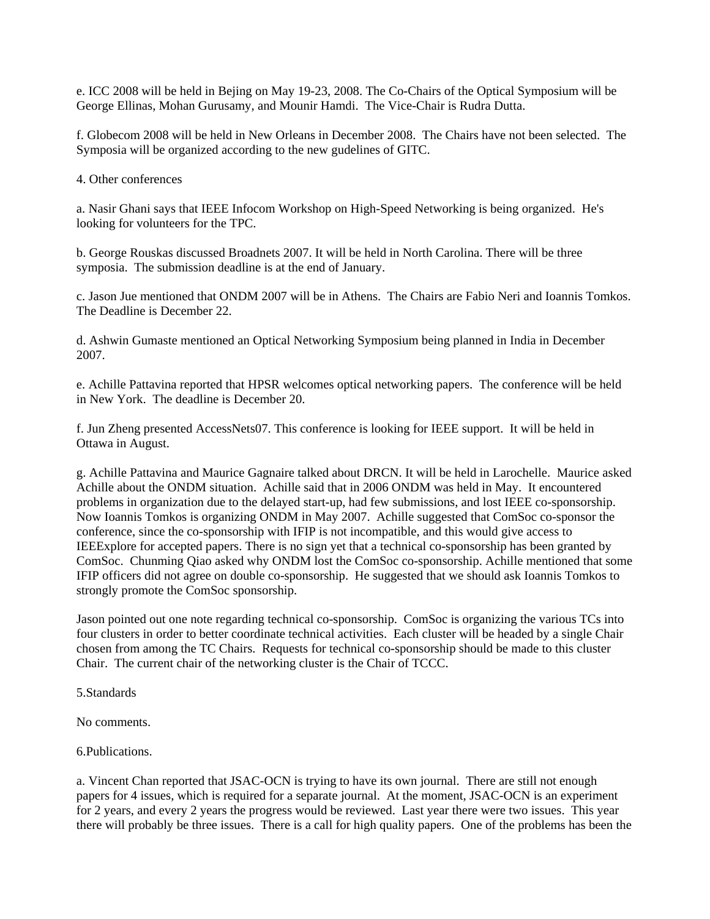e. ICC 2008 will be held in Bejing on May 19-23, 2008. The Co-Chairs of the Optical Symposium will be George Ellinas, Mohan Gurusamy, and Mounir Hamdi. The Vice-Chair is Rudra Dutta.

f. Globecom 2008 will be held in New Orleans in December 2008. The Chairs have not been selected. The Symposia will be organized according to the new gudelines of GITC.

4. Other conferences

a. Nasir Ghani says that IEEE Infocom Workshop on High-Speed Networking is being organized. He's looking for volunteers for the TPC.

b. George Rouskas discussed Broadnets 2007. It will be held in North Carolina. There will be three symposia. The submission deadline is at the end of January.

c. Jason Jue mentioned that ONDM 2007 will be in Athens. The Chairs are Fabio Neri and Ioannis Tomkos. The Deadline is December 22.

d. Ashwin Gumaste mentioned an Optical Networking Symposium being planned in India in December 2007.

e. Achille Pattavina reported that HPSR welcomes optical networking papers. The conference will be held in New York. The deadline is December 20.

f. Jun Zheng presented AccessNets07. This conference is looking for IEEE support. It will be held in Ottawa in August.

g. Achille Pattavina and Maurice Gagnaire talked about DRCN. It will be held in Larochelle. Maurice asked Achille about the ONDM situation. Achille said that in 2006 ONDM was held in May. It encountered problems in organization due to the delayed start-up, had few submissions, and lost IEEE co-sponsorship. Now Ioannis Tomkos is organizing ONDM in May 2007. Achille suggested that ComSoc co-sponsor the conference, since the co-sponsorship with IFIP is not incompatible, and this would give access to IEEExplore for accepted papers. There is no sign yet that a technical co-sponsorship has been granted by ComSoc. Chunming Qiao asked why ONDM lost the ComSoc co-sponsorship. Achille mentioned that some IFIP officers did not agree on double co-sponsorship. He suggested that we should ask Ioannis Tomkos to strongly promote the ComSoc sponsorship.

Jason pointed out one note regarding technical co-sponsorship. ComSoc is organizing the various TCs into four clusters in order to better coordinate technical activities. Each cluster will be headed by a single Chair chosen from among the TC Chairs. Requests for technical co-sponsorship should be made to this cluster Chair. The current chair of the networking cluster is the Chair of TCCC.

5.Standards

No comments.

6.Publications.

a. Vincent Chan reported that JSAC-OCN is trying to have its own journal. There are still not enough papers for 4 issues, which is required for a separate journal. At the moment, JSAC-OCN is an experiment for 2 years, and every 2 years the progress would be reviewed. Last year there were two issues. This year there will probably be three issues. There is a call for high quality papers. One of the problems has been the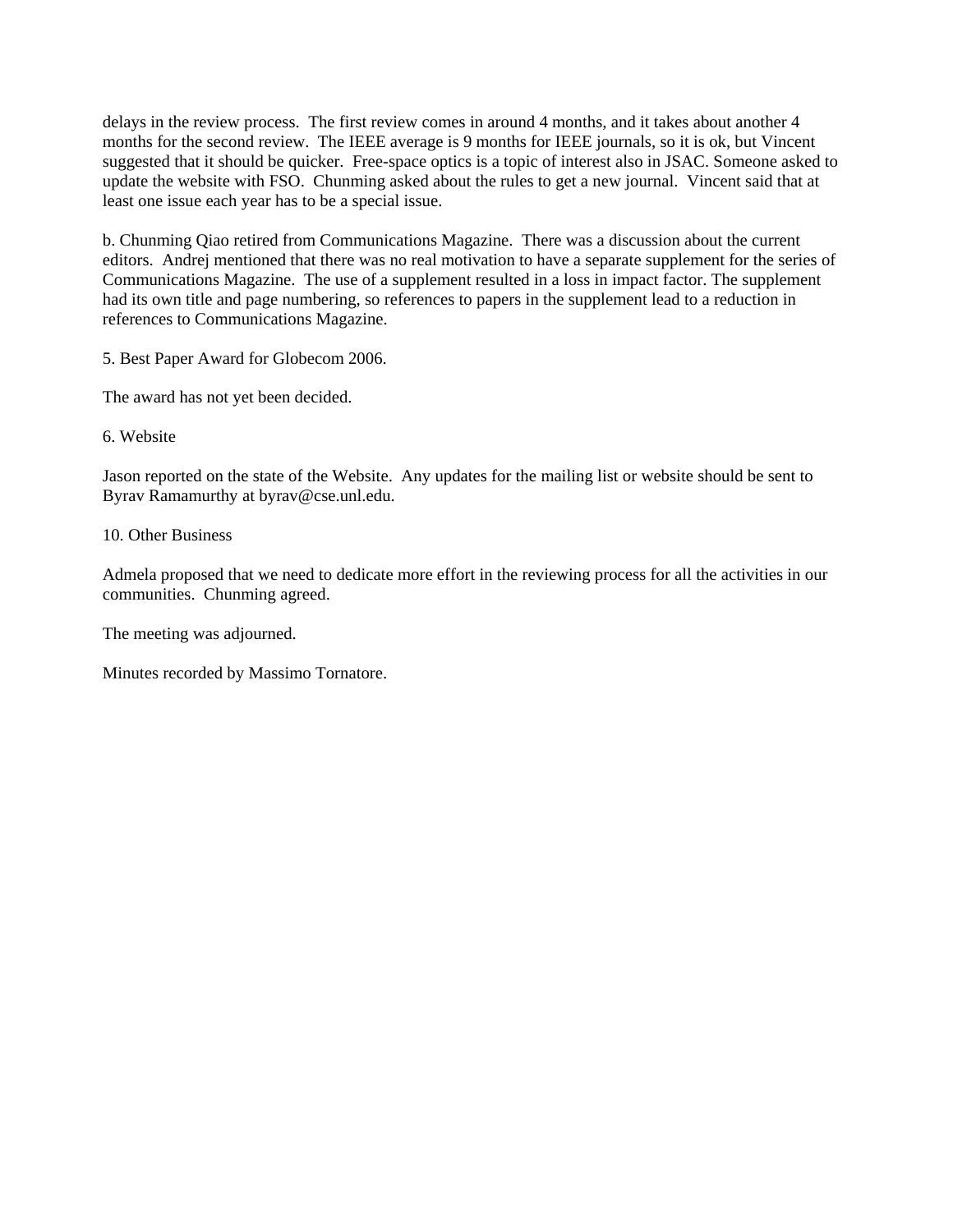delays in the review process. The first review comes in around 4 months, and it takes about another 4 months for the second review. The IEEE average is 9 months for IEEE journals, so it is ok, but Vincent suggested that it should be quicker. Free-space optics is a topic of interest also in JSAC. Someone asked to update the website with FSO. Chunming asked about the rules to get a new journal. Vincent said that at least one issue each year has to be a special issue.

b. Chunming Qiao retired from Communications Magazine. There was a discussion about the current editors. Andrej mentioned that there was no real motivation to have a separate supplement for the series of Communications Magazine. The use of a supplement resulted in a loss in impact factor. The supplement had its own title and page numbering, so references to papers in the supplement lead to a reduction in references to Communications Magazine.

5. Best Paper Award for Globecom 2006.

The award has not yet been decided.

6. Website

Jason reported on the state of the Website. Any updates for the mailing list or website should be sent to Byrav Ramamurthy at byrav@cse.unl.edu.

10. Other Business

Admela proposed that we need to dedicate more effort in the reviewing process for all the activities in our communities. Chunming agreed.

The meeting was adjourned.

Minutes recorded by Massimo Tornatore.